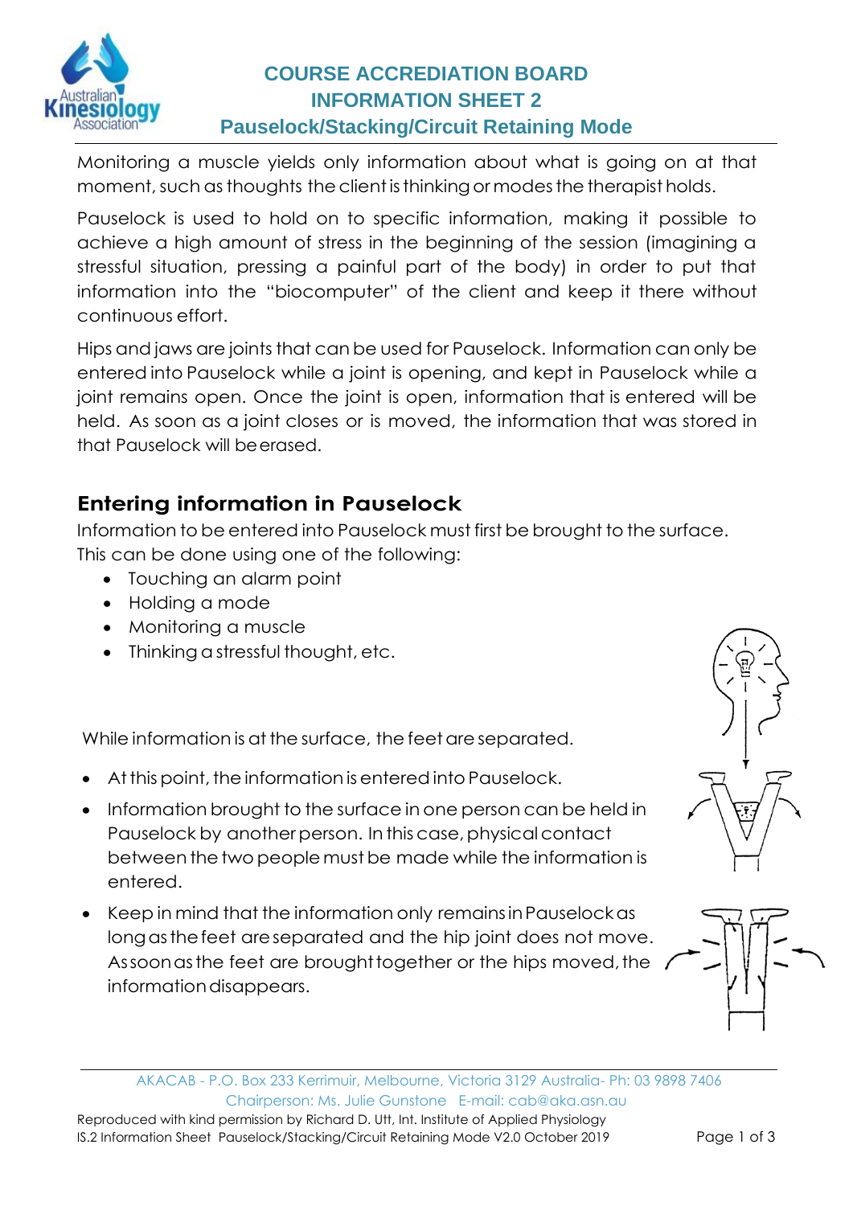# COURSE ACCREDIATION BOARD
## INFORMATION SHEET 2
### Pauselock/Stacking/Circuit Retaining Mode

Monitoring a muscle yields only information about what is going on at that moment, such as thoughts the client is thinking or modes the therapist holds.

Pauselock is used to hold on to specific information, making it possible to achieve a high amount of stress in the beginning of the session (imagining a stressful situation, pressing a painful part of the body) in order to put that information into the "biocomputer" of the client and keep it there without continuous effort.

Hips and jaws are joints that can be used for Pauselock. Information can only be entered into Pauselock while a joint is opening, and kept in Pauselock while a joint remains open. Once the joint is open, information that is entered will be held. As soon as a joint closes or is moved, the information that was stored in that Pauselock will be erased.

## Entering information in Pauselock

Information to be entered into Pauselock must first be brought to the surface. This can be done using one of the following:

- Touching an alarm point
- Holding a mode
- Monitoring a muscle
- Thinking a stressful thought, etc.

While information is at the surface, the feet are separated.

- At this point, the information is entered into Pauselock.
- Information brought to the surface in one person can be held in Pauselock by another person. In this case, physical contact between the two people must be made while the information is entered.
- Keep in mind that the information only remains in Pauselock as long as the feet are separated and the hip joint does not move. As soon as the feet are brought together or the hips moved, the information disappears.

AKACAB - P.O. Box 233 Kerrimuir, Melbourne, Victoria 3129 Australia- Ph: 03 9898 7406
Chairperson: Ms. Julie Gunstone E-mail: cab@aka.asn.au
Reproduced with kind permission by Richard D. Utt, Int. Institute of Applied Physiology
IS.2 Information Sheet Pauselock/Stacking/Circuit Retaining Mode V2.0 October 2019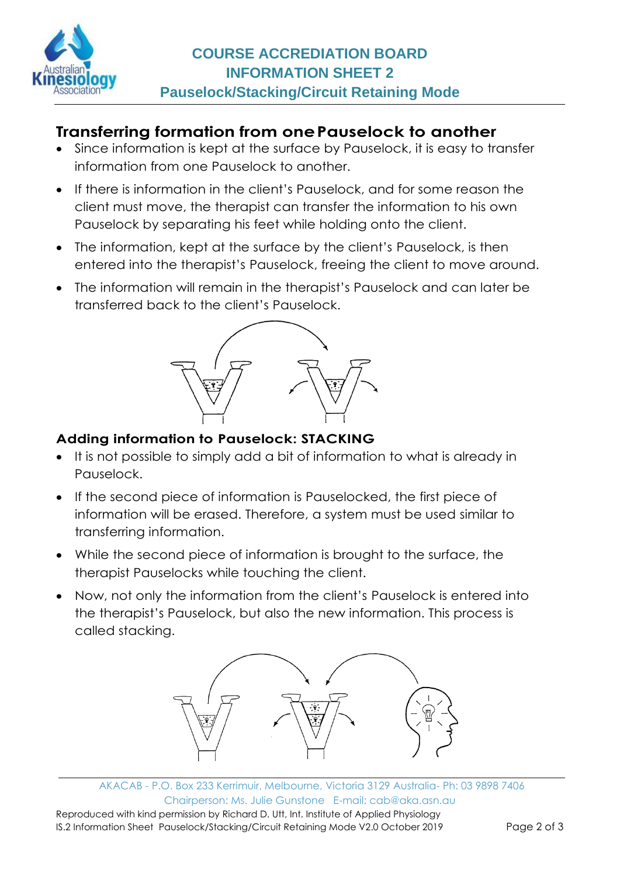## Transferring formation from one Pauselock to another

- Since information is kept at the surface by Pauselock, it is easy to transfer information from one Pauselock to another.
- If there is information in the client's Pauselock, and for some reason the client must move, the therapist can transfer the information to his own Pauselock by separating his feet while holding onto the client.
- The information, kept at the surface by the client's Pauselock, is then entered into the therapist's Pauselock, freeing the client to move around.
- The information will remain in the therapist's Pauselock and can later be transferred back to the client's Pauselock.

### Adding information to Pauselock: STACKING

- It is not possible to simply add a bit of information to what is already in Pauselock.
- If the second piece of information is Pauselocked, the first piece of information will be erased. Therefore, a system must be used similar to transferring information.
- While the second piece of information is brought to the surface, the therapist Pauselocks while touching the client.
- Now, not only the information from the client's Pauselock is entered into the therapist's Pauselock, but also the new information. This process is called stacking.

AKACAB - P.O. Box 233 Kerrimuir, Melbourne, Victoria 3129 Australia- Ph: 03 9898 7406
Chairperson: Ms. Julie Gunstone E-mail: cab@aka.asn.au
Reproduced with kind permission by Richard D. Utt, Int. Institute of Applied Physiology
IS.2 Information Sheet Pauselock/Stacking/Circuit Retaining Mode V2.0 October 2019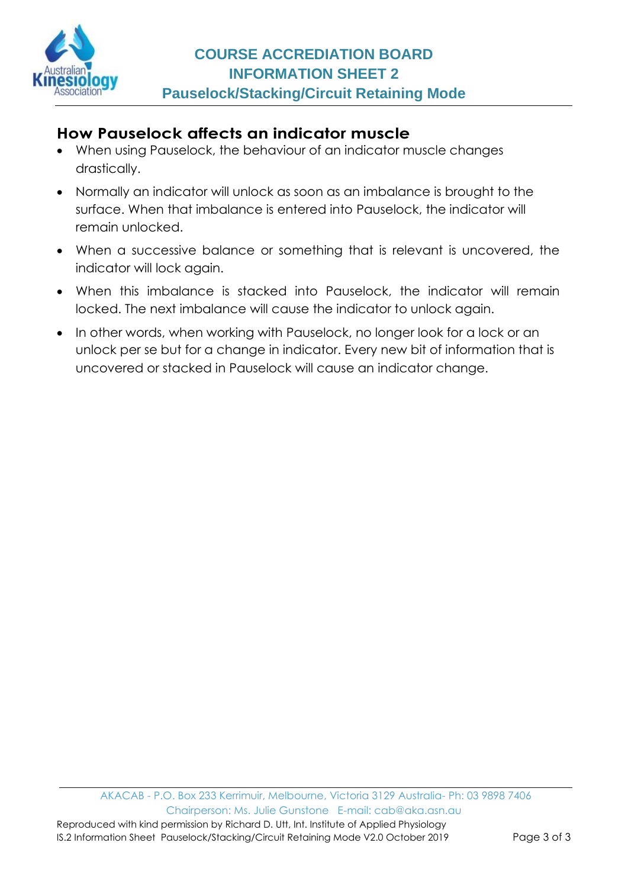## How Pauselock affects an indicator muscle

- When using Pauselock, the behaviour of an indicator muscle changes drastically.
- Normally an indicator will unlock as soon as an imbalance is brought to the surface. When that imbalance is entered into Pauselock, the indicator will remain unlocked.
- When a successive balance or something that is relevant is uncovered, the indicator will lock again.
- When this imbalance is stacked into Pauselock, the indicator will remain locked. The next imbalance will cause the indicator to unlock again.
- In other words, when working with Pauselock, no longer look for a lock or an unlock per se but for a change in indicator. Every new bit of information that is uncovered or stacked in Pauselock will cause an indicator change.